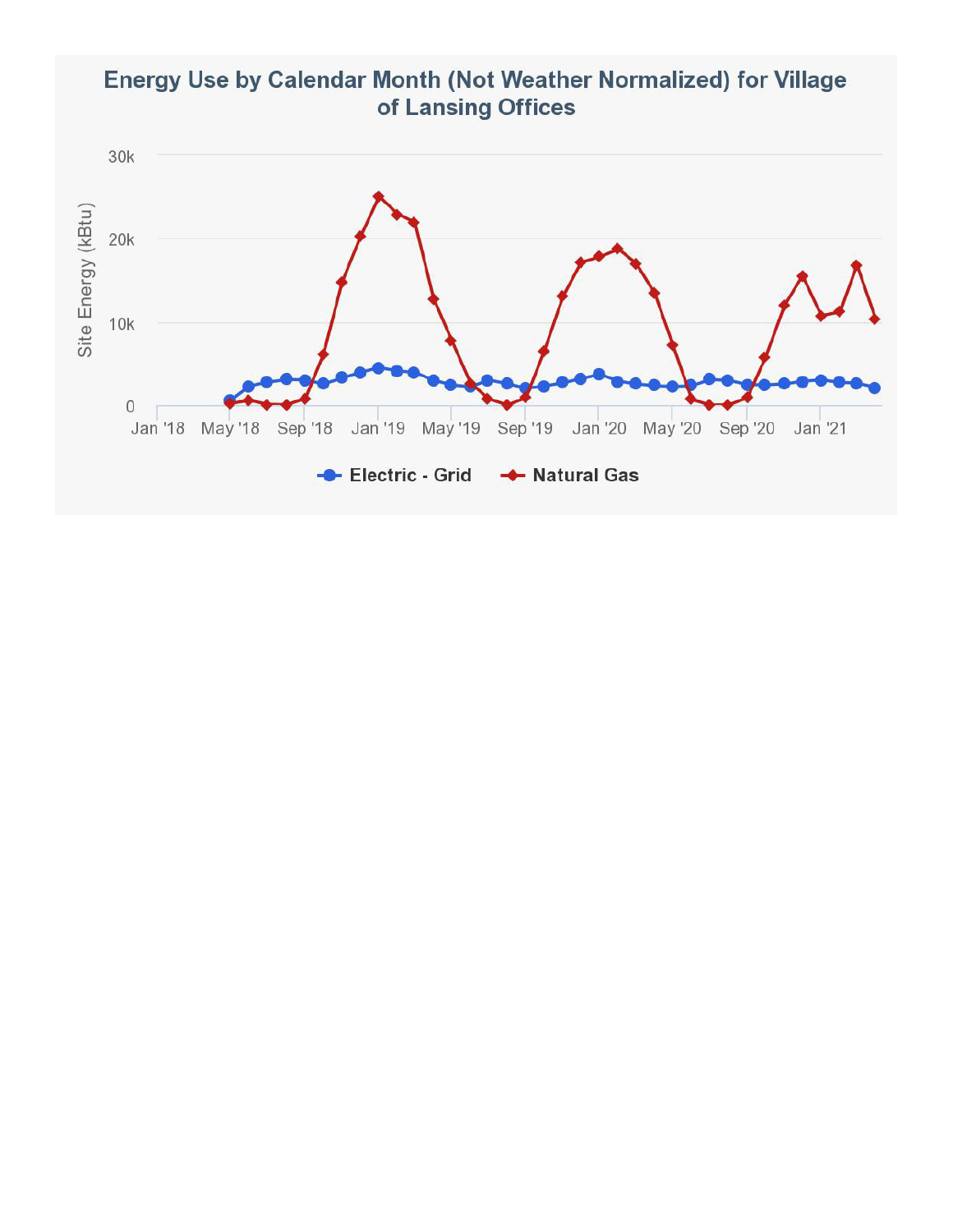## Energy Use by Calendar Month (Not Weather Normalized) for Village of Lansing Offices

Site Energy (kBtu)

30k
20k
10k
0

Jan '18 | May '18 | Sep '18 | Jan '19 | May '19 | Sep '19 | Jan '20 | May '20 | Sep '20 | Jan '21

Electric - Grid   Natural Gas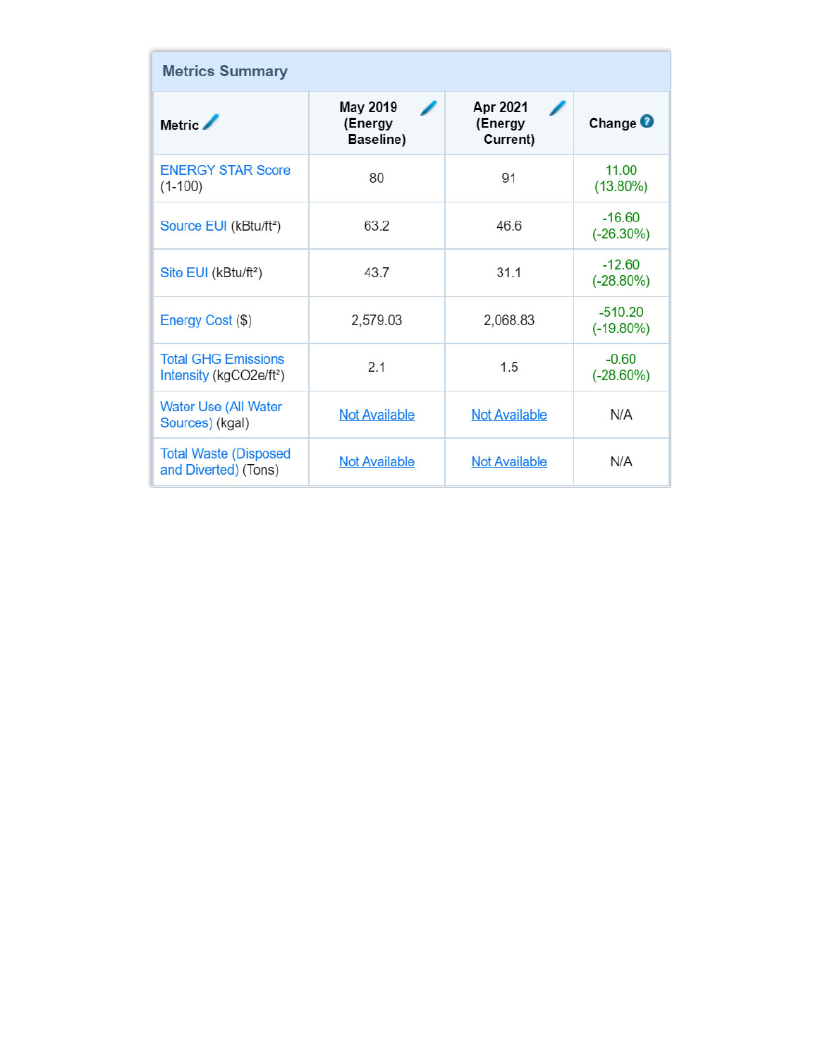## Metrics Summary

| Metric | May 2019 (Energy Baseline) | Apr 2021 (Energy Current) | Change |
|---|---|---|---|
| ENERGY STAR Score (1-100) | 80 | 91 | 11.00 (13.80%) |
| Source EUI (kBtu/ft²) | 63.2 | 46.6 | -16.60 (-26.30%) |
| Site EUI (kBtu/ft²) | 43.7 | 31.1 | -12.60 (-28.80%) |
| Energy Cost ($) | 2,579.03 | 2,068.83 | -510.20 (-19.80%) |
| Total GHG Emissions Intensity ($kgCO2e/ft^2$) | 2.1 | 1.5 | -0.60 (-28.60%) |
| Water Use (All Water Sources) (kgal) | Not Available | Not Available | N/A |
| Total Waste (Disposed and Diverted) (Tons) | Not Available | Not Available | N/A |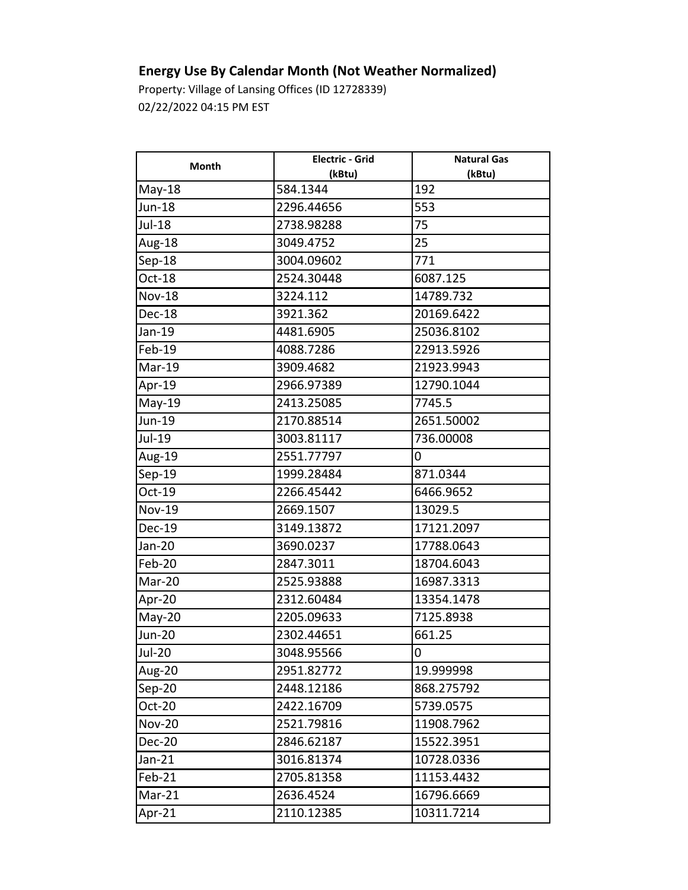## Energy Use By Calendar Month (Not Weather Normalized)

Property: Village of Lansing Offices (ID 12728339)
02/22/2022 04:15 PM EST

| Month | Electric - Grid (kBtu) | Natural Gas (kBtu) |
|---|---|---|
| May-18 | 584.1344 | 192 |
| Jun-18 | 2296.44656 | 553 |
| Jul-18 | 2738.98288 | 75 |
| Aug-18 | 3049.4752 | 25 |
| Sep-18 | 3004.09602 | 771 |
| Oct-18 | 2524.30448 | 6087.125 |
| Nov-18 | 3224.112 | 14789.732 |
| Dec-18 | 3921.362 | 20169.6422 |
| Jan-19 | 4481.6905 | 25036.8102 |
| Feb-19 | 4088.7286 | 22913.5926 |
| Mar-19 | 3909.4682 | 21923.9943 |
| Apr-19 | 2966.97389 | 12790.1044 |
| May-19 | 2413.25085 | 7745.5 |
| Jun-19 | 2170.88514 | 2651.50002 |
| Jul-19 | 3003.81117 | 736.00008 |
| Aug-19 | 2551.77797 | 0 |
| Sep-19 | 1999.28484 | 871.0344 |
| Oct-19 | 2266.45442 | 6466.9652 |
| Nov-19 | 2669.1507 | 13029.5 |
| Dec-19 | 3149.13872 | 17121.2097 |
| Jan-20 | 3690.0237 | 17788.0643 |
| Feb-20 | 2847.3011 | 18704.6043 |
| Mar-20 | 2525.93888 | 16987.3313 |
| Apr-20 | 2312.60484 | 13354.1478 |
| May-20 | 2205.09633 | 7125.8938 |
| Jun-20 | 2302.44651 | 661.25 |
| Jul-20 | 3048.95566 | 0 |
| Aug-20 | 2951.82772 | 19.999998 |
| Sep-20 | 2448.12186 | 868.275792 |
| Oct-20 | 2422.16709 | 5739.0575 |
| Nov-20 | 2521.79816 | 11908.7962 |
| Dec-20 | 2846.62187 | 15522.3951 |
| Jan-21 | 3016.81374 | 10728.0336 |
| Feb-21 | 2705.81358 | 11153.4432 |
| Mar-21 | 2636.4524 | 16796.6669 |
| Apr-21 | 2110.12385 | 10311.7214 |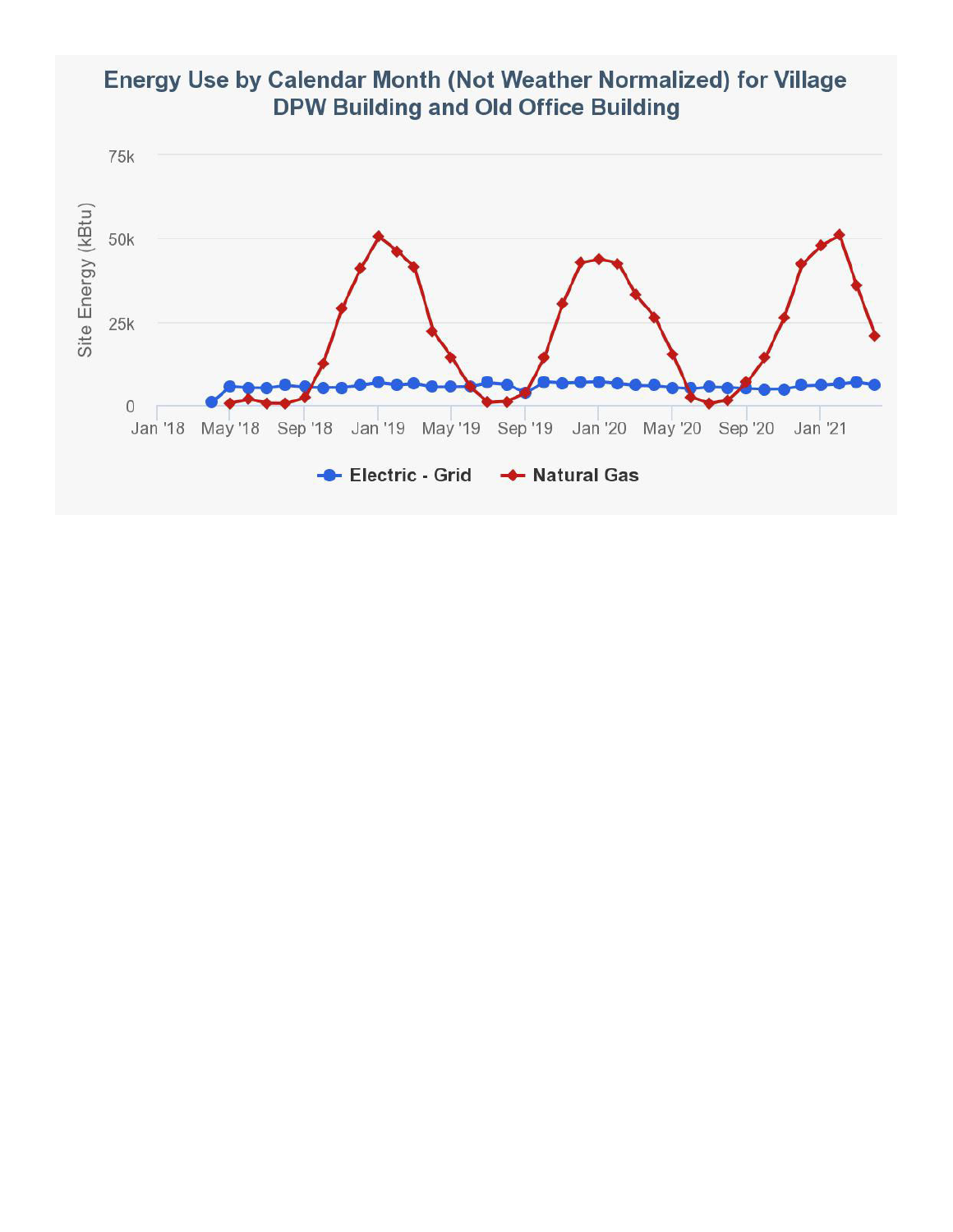## Energy Use by Calendar Month (Not Weather Normalized) for Village DPW Building and Old Office Building

Site Energy (kBtu)

75k
50k
25k
0

Jan '18 | May '18 | Sep '18 | Jan '19 | May '19 | Sep '19 | Jan '20 | May '20 | Sep '20 | Jan '21

Electric - Grid | Natural Gas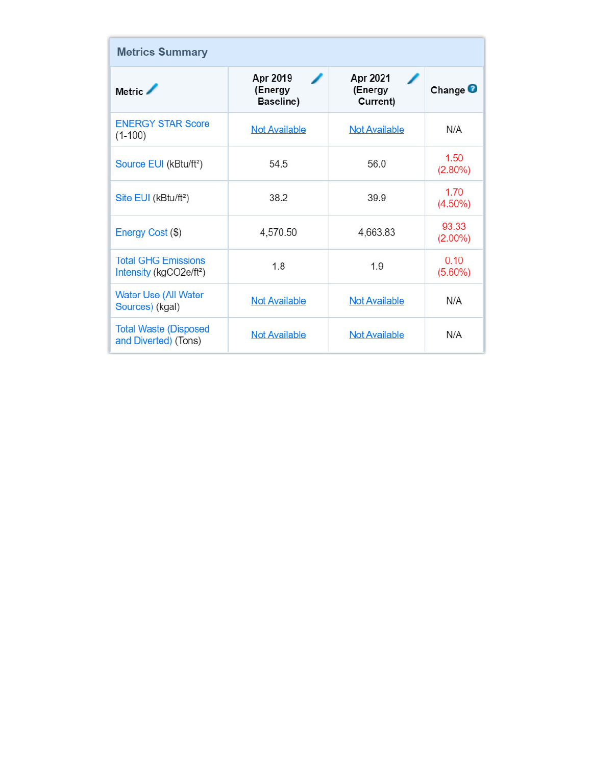## Metrics Summary

| Metric | Apr 2019 (Energy Baseline) | Apr 2021 (Energy Current) | Change |
|---|---|---|---|
| ENERGY STAR Score (1-100) | Not Available | Not Available | N/A |
| Source EUI (kBtu/ft²) | 54.5 | 56.0 | 1.50 (2.80%) |
| Site EUI (kBtu/ft²) | 38.2 | 39.9 | 1.70 (4.50%) |
| Energy Cost ($) | 4,570.50 | 4,663.83 | 93.33 (2.00%) |
| Total GHG Emissions Intensity (kgCO2e/ft²) | 1.8 | 1.9 | 0.10 (5.60%) |
| Water Use (All Water Sources) (kgal) | Not Available | Not Available | N/A |
| Total Waste (Disposed and Diverted) (Tons) | Not Available | Not Available | N/A |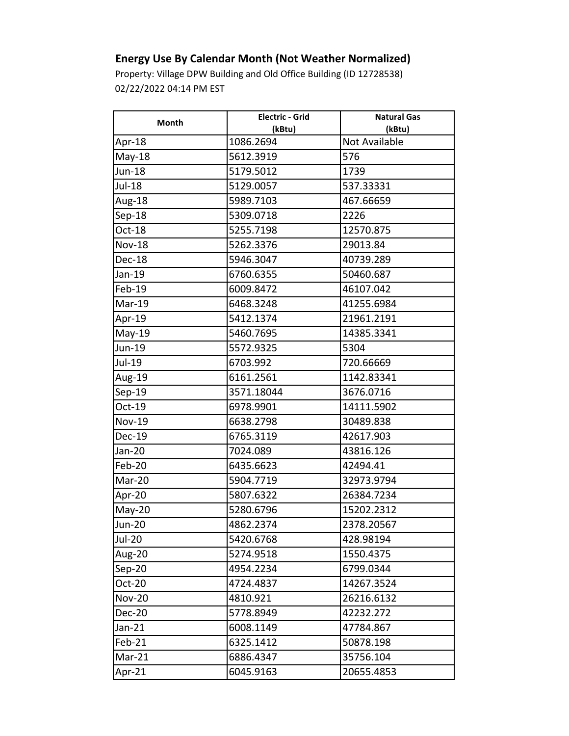## Energy Use By Calendar Month (Not Weather Normalized)

Property: Village DPW Building and Old Office Building (ID 12728538)
02/22/2022 04:14 PM EST

| Month | Electric - Grid (kBtu) | Natural Gas (kBtu) |
|---|---|---|
| Apr-18 | 1086.2694 | Not Available |
| May-18 | 5612.3919 | 576 |
| Jun-18 | 5179.5012 | 1739 |
| Jul-18 | 5129.0057 | 537.33331 |
| Aug-18 | 5989.7103 | 467.66659 |
| Sep-18 | 5309.0718 | 2226 |
| Oct-18 | 5255.7198 | 12570.875 |
| Nov-18 | 5262.3376 | 29013.84 |
| Dec-18 | 5946.3047 | 40739.289 |
| Jan-19 | 6760.6355 | 50460.687 |
| Feb-19 | 6009.8472 | 46107.042 |
| Mar-19 | 6468.3248 | 41255.6984 |
| Apr-19 | 5412.1374 | 21961.2191 |
| May-19 | 5460.7695 | 14385.3341 |
| Jun-19 | 5572.9325 | 5304 |
| Jul-19 | 6703.992 | 720.66669 |
| Aug-19 | 6161.2561 | 1142.83341 |
| Sep-19 | 3571.18044 | 3676.0716 |
| Oct-19 | 6978.9901 | 14111.5902 |
| Nov-19 | 6638.2798 | 30489.838 |
| Dec-19 | 6765.3119 | 42617.903 |
| Jan-20 | 7024.089 | 43816.126 |
| Feb-20 | 6435.6623 | 42494.41 |
| Mar-20 | 5904.7719 | 32973.9794 |
| Apr-20 | 5807.6322 | 26384.7234 |
| May-20 | 5280.6796 | 15202.2312 |
| Jun-20 | 4862.2374 | 2378.20567 |
| Jul-20 | 5420.6768 | 428.98194 |
| Aug-20 | 5274.9518 | 1550.4375 |
| Sep-20 | 4954.2234 | 6799.0344 |
| Oct-20 | 4724.4837 | 14267.3524 |
| Nov-20 | 4810.921 | 26216.6132 |
| Dec-20 | 5778.8949 | 42232.272 |
| Jan-21 | 6008.1149 | 47784.867 |
| Feb-21 | 6325.1412 | 50878.198 |
| Mar-21 | 6886.4347 | 35756.104 |
| Apr-21 | 6045.9163 | 20655.4853 |